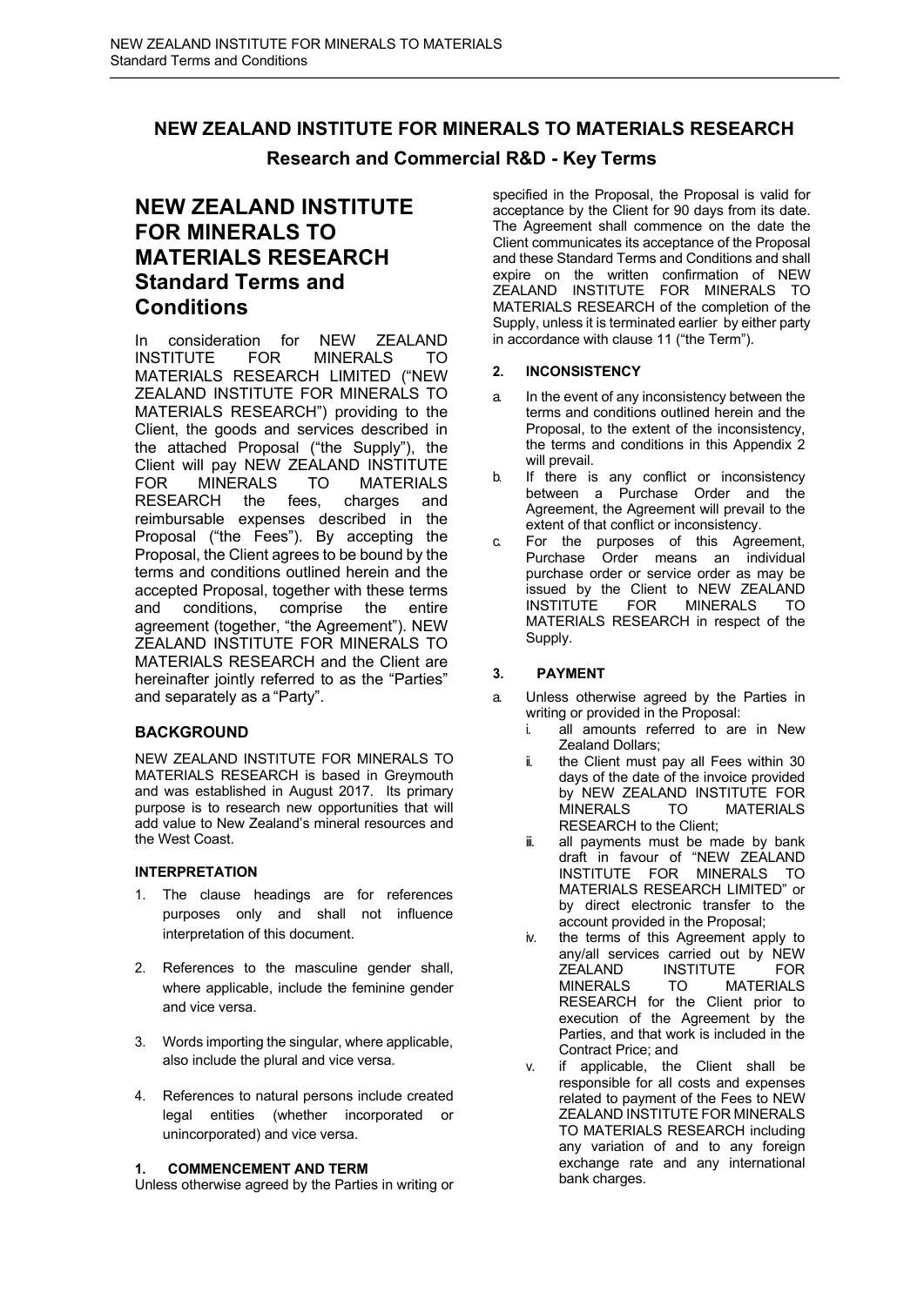## NEW ZEALAND INSTITUTE FOR MINERALS TO MATERIALS RESEARCH

### Research and Commercial R&D - Key Terms

# NEW ZEALAND INSTITUTE FOR MINERALS TO MATERIALS RESEARCH Standard Terms and Conditions

In consideration for NEW ZEALAND INSTITUTE FOR MINERALS TO MATERIALS RESEARCH LIMITED ("NEW ZEALAND INSTITUTE FOR MINERALS TO MATERIALS RESEARCH") providing to the Client, the goods and services described in the attached Proposal ("the Supply"), the Client will pay NEW ZEALAND INSTITUTE FOR MINERALS TO MATERIALS RESEARCH the fees, charges and reimbursable expenses described in the Proposal ("the Fees"). By accepting the Proposal, the Client agrees to be bound by the terms and conditions outlined herein and the accepted Proposal, together with these terms and conditions, comprise the entire agreement (together, "the Agreement"). NEW ZEALAND INSTITUTE FOR MINERALS TO MATERIALS RESEARCH and the Client are hereinafter jointly referred to as the "Parties" and separately as a "Party".

### BACKGROUND

NEW ZEALAND INSTITUTE FOR MINERALS TO MATERIALS RESEARCH is based in Greymouth and was established in August 2017. Its primary purpose is to research new opportunities that will add value to New Zealand's mineral resources and the West Coast.

#### INTERPRETATION

1. The clause headings are for references purposes only and shall not influence interpretation of this document.
2. References to the masculine gender shall, where applicable, include the feminine gender and vice versa.
3. Words importing the singular, where applicable, also include the plural and vice versa.
4. References to natural persons include created legal entities (whether incorporated or unincorporated) and vice versa.

#### 1. COMMENCEMENT AND TERM

Unless otherwise agreed by the Parties in writing or specified in the Proposal, the Proposal is valid for acceptance by the Client for 90 days from its date. The Agreement shall commence on the date the Client communicates its acceptance of the Proposal and these Standard Terms and Conditions and shall expire on the written confirmation of NEW ZEALAND INSTITUTE FOR MINERALS TO MATERIALS RESEARCH of the completion of the Supply, unless it is terminated earlier by either party in accordance with clause 11 ("the Term").

#### 2. INCONSISTENCY

a. In the event of any inconsistency between the terms and conditions outlined herein and the Proposal, to the extent of the inconsistency, the terms and conditions in this Appendix 2 will prevail.
b. If there is any conflict or inconsistency between a Purchase Order and the Agreement, the Agreement will prevail to the extent of that conflict or inconsistency.
c. For the purposes of this Agreement, Purchase Order means an individual purchase order or service order as may be issued by the Client to NEW ZEALAND INSTITUTE FOR MINERALS TO MATERIALS RESEARCH in respect of the Supply.

#### 3. PAYMENT

a. Unless otherwise agreed by the Parties in writing or provided in the Proposal:
   i. all amounts referred to are in New Zealand Dollars;
   ii. the Client must pay all Fees within 30 days of the date of the invoice provided by NEW ZEALAND INSTITUTE FOR MINERALS TO MATERIALS RESEARCH to the Client;
   iii. all payments must be made by bank draft in favour of "NEW ZEALAND INSTITUTE FOR MINERALS TO MATERIALS RESEARCH LIMITED" or by direct electronic transfer to the account provided in the Proposal;
   iv. the terms of this Agreement apply to any/all services carried out by NEW ZEALAND INSTITUTE FOR MINERALS TO MATERIALS RESEARCH for the Client prior to execution of the Agreement by the Parties, and that work is included in the Contract Price; and
   v. if applicable, the Client shall be responsible for all costs and expenses related to payment of the Fees to NEW ZEALAND INSTITUTE FOR MINERALS TO MATERIALS RESEARCH including any variation of and to any foreign exchange rate and any international bank charges.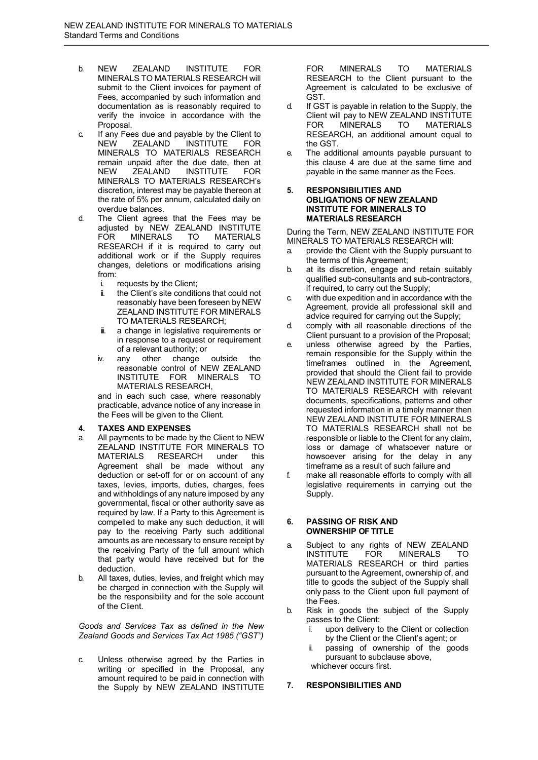b. NEW ZEALAND INSTITUTE FOR MINERALS TO MATERIALS RESEARCH will submit to the Client invoices for payment of Fees, accompanied by such information and documentation as is reasonably required to verify the invoice in accordance with the Proposal.

c. If any Fees due and payable by the Client to NEW ZEALAND INSTITUTE FOR MINERALS TO MATERIALS RESEARCH remain unpaid after the due date, then at NEW ZEALAND INSTITUTE FOR MINERALS TO MATERIALS RESEARCH's discretion, interest may be payable thereon at the rate of 5% per annum, calculated daily on overdue balances.

d. The Client agrees that the Fees may be adjusted by NEW ZEALAND INSTITUTE FOR MINERALS TO MATERIALS RESEARCH if it is required to carry out additional work or if the Supply requires changes, deletions or modifications arising from:
   i. requests by the Client;
   ii. the Client's site conditions that could not reasonably have been foreseen by NEW ZEALAND INSTITUTE FOR MINERALS TO MATERIALS RESEARCH;
   iii. a change in legislative requirements or in response to a request or requirement of a relevant authority; or
   iv. any other change outside the reasonable control of NEW ZEALAND INSTITUTE FOR MINERALS TO MATERIALS RESEARCH,

   and in each such case, where reasonably practicable, advance notice of any increase in the Fees will be given to the Client.

### 4. TAXES AND EXPENSES

a. All payments to be made by the Client to NEW ZEALAND INSTITUTE FOR MINERALS TO MATERIALS RESEARCH under this Agreement shall be made without any deduction or set-off for or on account of any taxes, levies, imports, duties, charges, fees and withholdings of any nature imposed by any governmental, fiscal or other authority save as required by law. If a Party to this Agreement is compelled to make any such deduction, it will pay to the receiving Party such additional amounts as are necessary to ensure receipt by the receiving Party of the full amount which that party would have received but for the deduction.

b. All taxes, duties, levies, and freight which may be charged in connection with the Supply will be the responsibility and for the sole account of the Client.

*Goods and Services Tax as defined in the New Zealand Goods and Services Tax Act 1985 ("GST")*

c. Unless otherwise agreed by the Parties in writing or specified in the Proposal, any amount required to be paid in connection with the Supply by NEW ZEALAND INSTITUTE FOR MINERALS TO MATERIALS RESEARCH to the Client pursuant to the Agreement is calculated to be exclusive of GST.

d. If GST is payable in relation to the Supply, the Client will pay to NEW ZEALAND INSTITUTE FOR MINERALS TO MATERIALS RESEARCH, an additional amount equal to the GST.

e. The additional amounts payable pursuant to this clause 4 are due at the same time and payable in the same manner as the Fees.

### 5. RESPONSIBILITIES AND OBLIGATIONS OF NEW ZEALAND INSTITUTE FOR MINERALS TO MATERIALS RESEARCH

During the Term, NEW ZEALAND INSTITUTE FOR MINERALS TO MATERIALS RESEARCH will:

a. provide the Client with the Supply pursuant to the terms of this Agreement;

b. at its discretion, engage and retain suitably qualified sub-consultants and sub-contractors, if required, to carry out the Supply;

c. with due expedition and in accordance with the Agreement, provide all professional skill and advice required for carrying out the Supply;

d. comply with all reasonable directions of the Client pursuant to a provision of the Proposal;

e. unless otherwise agreed by the Parties, remain responsible for the Supply within the timeframes outlined in the Agreement, provided that should the Client fail to provide NEW ZEALAND INSTITUTE FOR MINERALS TO MATERIALS RESEARCH with relevant documents, specifications, patterns and other requested information in a timely manner then NEW ZEALAND INSTITUTE FOR MINERALS TO MATERIALS RESEARCH shall not be responsible or liable to the Client for any claim, loss or damage of whatsoever nature or howsoever arising for the delay in any timeframe as a result of such failure and

f. make all reasonable efforts to comply with all legislative requirements in carrying out the Supply.

### 6. PASSING OF RISK AND OWNERSHIP OF TITLE

a. Subject to any rights of NEW ZEALAND INSTITUTE FOR MINERALS TO MATERIALS RESEARCH or third parties pursuant to the Agreement, ownership of, and title to goods the subject of the Supply shall only pass to the Client upon full payment of the Fees.

b. Risk in goods the subject of the Supply passes to the Client:
   i. upon delivery to the Client or collection by the Client or the Client's agent; or
   ii. passing of ownership of the goods pursuant to subclause above,

   whichever occurs first.

### 7. RESPONSIBILITIES AND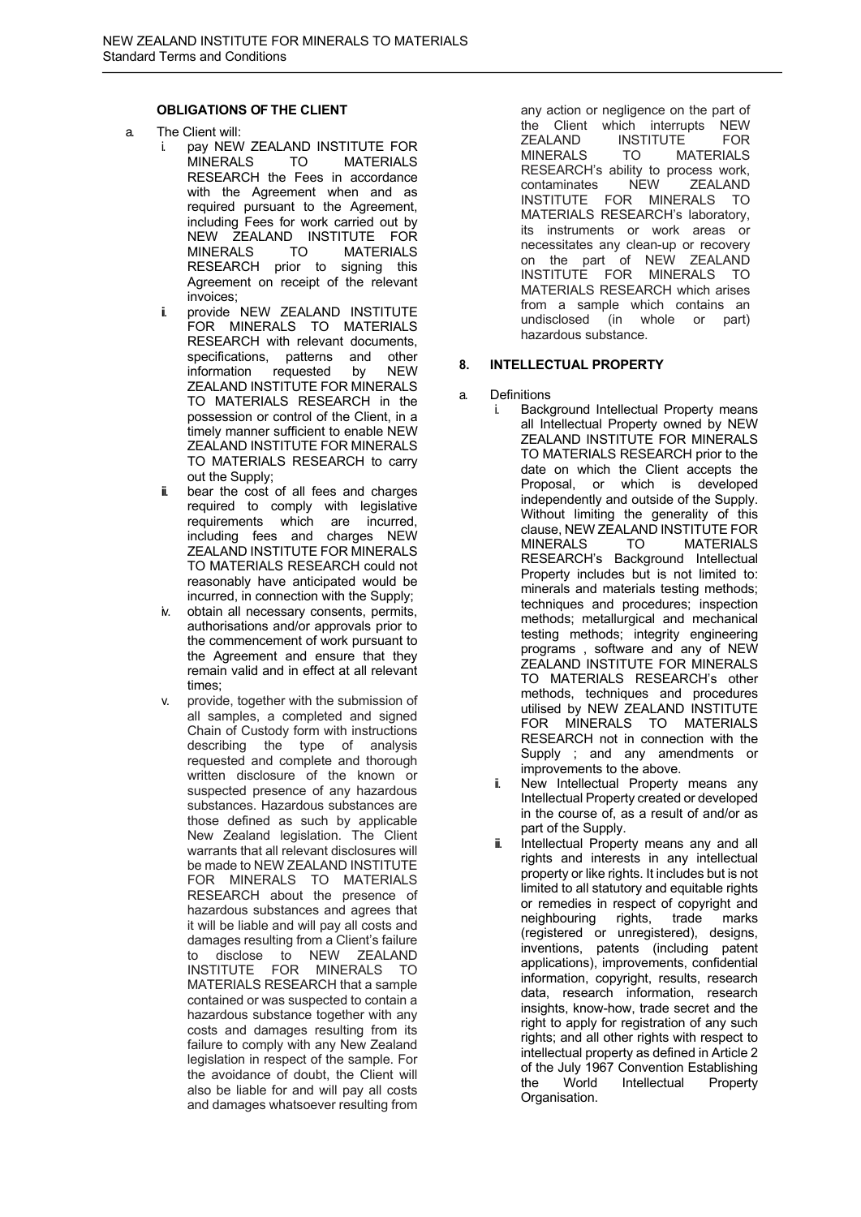### OBLIGATIONS OF THE CLIENT

a. The Client will:
   i. pay NEW ZEALAND INSTITUTE FOR MINERALS TO MATERIALS RESEARCH the Fees in accordance with the Agreement when and as required pursuant to the Agreement, including Fees for work carried out by NEW ZEALAND INSTITUTE FOR MINERALS TO MATERIALS RESEARCH prior to signing this Agreement on receipt of the relevant invoices;
   ii. provide NEW ZEALAND INSTITUTE FOR MINERALS TO MATERIALS RESEARCH with relevant documents, specifications, patterns and other information requested by NEW ZEALAND INSTITUTE FOR MINERALS TO MATERIALS RESEARCH in the possession or control of the Client, in a timely manner sufficient to enable NEW ZEALAND INSTITUTE FOR MINERALS TO MATERIALS RESEARCH to carry out the Supply;
   iii. bear the cost of all fees and charges required to comply with legislative requirements which are incurred, including fees and charges NEW ZEALAND INSTITUTE FOR MINERALS TO MATERIALS RESEARCH could not reasonably have anticipated would be incurred, in connection with the Supply;
   iv. obtain all necessary consents, permits, authorisations and/or approvals prior to the commencement of work pursuant to the Agreement and ensure that they remain valid and in effect at all relevant times;
   v. provide, together with the submission of all samples, a completed and signed Chain of Custody form with instructions describing the type of analysis requested and complete and thorough written disclosure of the known or suspected presence of any hazardous substances. Hazardous substances are those defined as such by applicable New Zealand legislation. The Client warrants that all relevant disclosures will be made to NEW ZEALAND INSTITUTE FOR MINERALS TO MATERIALS RESEARCH about the presence of hazardous substances and agrees that it will be liable and will pay all costs and damages resulting from a Client's failure to disclose to NEW ZEALAND INSTITUTE FOR MINERALS TO MATERIALS RESEARCH that a sample contained or was suspected to contain a hazardous substance together with any costs and damages resulting from its failure to comply with any New Zealand legislation in respect of the sample. For the avoidance of doubt, the Client will also be liable for and will pay all costs and damages whatsoever resulting from any action or negligence on the part of the Client which interrupts NEW ZEALAND INSTITUTE FOR MINERALS TO MATERIALS RESEARCH's ability to process work, contaminates NEW ZEALAND INSTITUTE FOR MINERALS TO MATERIALS RESEARCH's laboratory, its instruments or work areas or necessitates any clean-up or recovery on the part of NEW ZEALAND INSTITUTE FOR MINERALS TO MATERIALS RESEARCH which arises from a sample which contains an undisclosed (in whole or part) hazardous substance.

### 8. INTELLECTUAL PROPERTY

a. Definitions
   i. Background Intellectual Property means all Intellectual Property owned by NEW ZEALAND INSTITUTE FOR MINERALS TO MATERIALS RESEARCH prior to the date on which the Client accepts the Proposal, or which is developed independently and outside of the Supply. Without limiting the generality of this clause, NEW ZEALAND INSTITUTE FOR MINERALS TO MATERIALS RESEARCH's Background Intellectual Property includes but is not limited to: minerals and materials testing methods; techniques and procedures; inspection methods; metallurgical and mechanical testing methods; integrity engineering programs , software and any of NEW ZEALAND INSTITUTE FOR MINERALS TO MATERIALS RESEARCH's other methods, techniques and procedures utilised by NEW ZEALAND INSTITUTE FOR MINERALS TO MATERIALS RESEARCH not in connection with the Supply ; and any amendments or improvements to the above.
   ii. New Intellectual Property means any Intellectual Property created or developed in the course of, as a result of and/or as part of the Supply.
   iii. Intellectual Property means any and all rights and interests in any intellectual property or like rights. It includes but is not limited to all statutory and equitable rights or remedies in respect of copyright and neighbouring rights, trade marks (registered or unregistered), designs, inventions, patents (including patent applications), improvements, confidential information, copyright, results, research data, research information, research insights, know-how, trade secret and the right to apply for registration of any such rights; and all other rights with respect to intellectual property as defined in Article 2 of the July 1967 Convention Establishing the World Intellectual Property Organisation.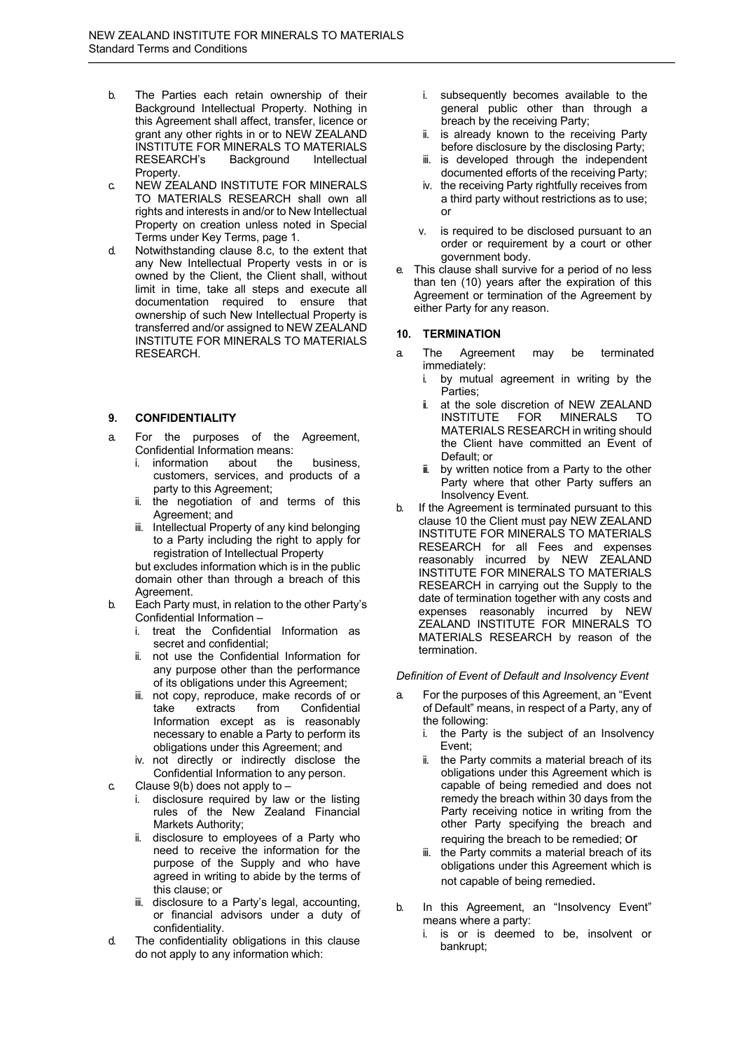b. The Parties each retain ownership of their Background Intellectual Property. Nothing in this Agreement shall affect, transfer, licence or grant any other rights in or to NEW ZEALAND INSTITUTE FOR MINERALS TO MATERIALS RESEARCH's Background Intellectual Property.

c. NEW ZEALAND INSTITUTE FOR MINERALS TO MATERIALS RESEARCH shall own all rights and interests in and/or to New Intellectual Property on creation unless noted in Special Terms under Key Terms, page 1.

d. Notwithstanding clause 8.c, to the extent that any New Intellectual Property vests in or is owned by the Client, the Client shall, without limit in time, take all steps and execute all documentation required to ensure that ownership of such New Intellectual Property is transferred and/or assigned to NEW ZEALAND INSTITUTE FOR MINERALS TO MATERIALS RESEARCH.

## 9. CONFIDENTIALITY

a. For the purposes of the Agreement, Confidential Information means:
   i. information about the business, customers, services, and products of a party to this Agreement;
   ii. the negotiation of and terms of this Agreement; and
   iii. Intellectual Property of any kind belonging to a Party including the right to apply for registration of Intellectual Property

   but excludes information which is in the public domain other than through a breach of this Agreement.

b. Each Party must, in relation to the other Party's Confidential Information –
   i. treat the Confidential Information as secret and confidential;
   ii. not use the Confidential Information for any purpose other than the performance of its obligations under this Agreement;
   iii. not copy, reproduce, make records of or take extracts from Confidential Information except as is reasonably necessary to enable a Party to perform its obligations under this Agreement; and
   iv. not directly or indirectly disclose the Confidential Information to any person.

c. Clause 9(b) does not apply to –
   i. disclosure required by law or the listing rules of the New Zealand Financial Markets Authority;
   ii. disclosure to employees of a Party who need to receive the information for the purpose of the Supply and who have agreed in writing to abide by the terms of this clause; or
   iii. disclosure to a Party's legal, accounting, or financial advisors under a duty of confidentiality.

d. The confidentiality obligations in this clause do not apply to any information which:
   i. subsequently becomes available to the general public other than through a breach by the receiving Party;
   ii. is already known to the receiving Party before disclosure by the disclosing Party;
   iii. is developed through the independent documented efforts of the receiving Party;
   iv. the receiving Party rightfully receives from a third party without restrictions as to use; or
   v. is required to be disclosed pursuant to an order or requirement by a court or other government body.

e. This clause shall survive for a period of no less than ten (10) years after the expiration of this Agreement or termination of the Agreement by either Party for any reason.

## 10. TERMINATION

a. The Agreement may be terminated immediately:
   i. by mutual agreement in writing by the Parties;
   ii. at the sole discretion of NEW ZEALAND INSTITUTE FOR MINERALS TO MATERIALS RESEARCH in writing should the Client have committed an Event of Default; or
   iii. by written notice from a Party to the other Party where that other Party suffers an Insolvency Event.

b. If the Agreement is terminated pursuant to this clause 10 the Client must pay NEW ZEALAND INSTITUTE FOR MINERALS TO MATERIALS RESEARCH for all Fees and expenses reasonably incurred by NEW ZEALAND INSTITUTE FOR MINERALS TO MATERIALS RESEARCH in carrying out the Supply to the date of termination together with any costs and expenses reasonably incurred by NEW ZEALAND INSTITUTE FOR MINERALS TO MATERIALS RESEARCH by reason of the termination.

*Definition of Event of Default and Insolvency Event*

a. For the purposes of this Agreement, an "Event of Default" means, in respect of a Party, any of the following:
   i. the Party is the subject of an Insolvency Event;
   ii. the Party commits a material breach of its obligations under this Agreement which is capable of being remedied and does not remedy the breach within 30 days from the Party receiving notice in writing from the other Party specifying the breach and requiring the breach to be remedied; or
   iii. the Party commits a material breach of its obligations under this Agreement which is not capable of being remedied.

b. In this Agreement, an "Insolvency Event" means where a party:
   i. is or is deemed to be, insolvent or bankrupt;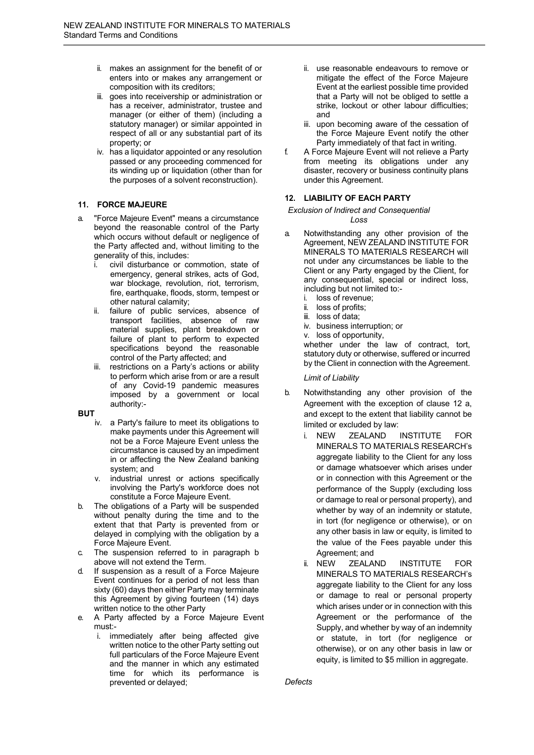ii. makes an assignment for the benefit of or enters into or makes any arrangement or composition with its creditors;
iii. goes into receivership or administration or has a receiver, administrator, trustee and manager (or either of them) (including a statutory manager) or similar appointed in respect of all or any substantial part of its property; or
iv. has a liquidator appointed or any resolution passed or any proceeding commenced for its winding up or liquidation (other than for the purposes of a solvent reconstruction).

## 11. FORCE MAJEURE

a. "Force Majeure Event" means a circumstance beyond the reasonable control of the Party which occurs without default or negligence of the Party affected and, without limiting to the generality of this, includes:
   i. civil disturbance or commotion, state of emergency, general strikes, acts of God, war blockage, revolution, riot, terrorism, fire, earthquake, floods, storm, tempest or other natural calamity;
   ii. failure of public services, absence of transport facilities, absence of raw material supplies, plant breakdown or failure of plant to perform to expected specifications beyond the reasonable control of the Party affected; and
   iii. restrictions on a Party's actions or ability to perform which arise from or are a result of any Covid-19 pandemic measures imposed by a government or local authority:-

**BUT**

   iv. a Party's failure to meet its obligations to make payments under this Agreement will not be a Force Majeure Event unless the circumstance is caused by an impediment in or affecting the New Zealand banking system; and
   v. industrial unrest or actions specifically involving the Party's workforce does not constitute a Force Majeure Event.

b. The obligations of a Party will be suspended without penalty during the time and to the extent that that Party is prevented from or delayed in complying with the obligation by a Force Majeure Event.
c. The suspension referred to in paragraph b above will not extend the Term.
d. If suspension as a result of a Force Majeure Event continues for a period of not less than sixty (60) days then either Party may terminate this Agreement by giving fourteen (14) days written notice to the other Party
e. A Party affected by a Force Majeure Event must:-
   i. immediately after being affected give written notice to the other Party setting out full particulars of the Force Majeure Event and the manner in which any estimated time for which its performance is prevented or delayed;
   ii. use reasonable endeavours to remove or mitigate the effect of the Force Majeure Event at the earliest possible time provided that a Party will not be obliged to settle a strike, lockout or other labour difficulties; and
   iii. upon becoming aware of the cessation of the Force Majeure Event notify the other Party immediately of that fact in writing.
f. A Force Majeure Event will not relieve a Party from meeting its obligations under any disaster, recovery or business continuity plans under this Agreement.

## 12. LIABILITY OF EACH PARTY

*Exclusion of Indirect and Consequential Loss*

a. Notwithstanding any other provision of the Agreement, NEW ZEALAND INSTITUTE FOR MINERALS TO MATERIALS RESEARCH will not under any circumstances be liable to the Client or any Party engaged by the Client, for any consequential, special or indirect loss, including but not limited to:-
   i. loss of revenue;
   ii. loss of profits;
   iii. loss of data;
   iv. business interruption; or
   v. loss of opportunity,

   whether under the law of contract, tort, statutory duty or otherwise, suffered or incurred by the Client in connection with the Agreement.

*Limit of Liability*

b. Notwithstanding any other provision of the Agreement with the exception of clause 12 a, and except to the extent that liability cannot be limited or excluded by law:
   i. NEW ZEALAND INSTITUTE FOR MINERALS TO MATERIALS RESEARCH's aggregate liability to the Client for any loss or damage whatsoever which arises under or in connection with this Agreement or the performance of the Supply (excluding loss or damage to real or personal property), and whether by way of an indemnity or statute, in tort (for negligence or otherwise), or on any other basis in law or equity, is limited to the value of the Fees payable under this Agreement; and
   ii. NEW ZEALAND INSTITUTE FOR MINERALS TO MATERIALS RESEARCH's aggregate liability to the Client for any loss or damage to real or personal property which arises under or in connection with this Agreement or the performance of the Supply, and whether by way of an indemnity or statute, in tort (for negligence or otherwise), or on any other basis in law or equity, is limited to $5 million in aggregate.

*Defects*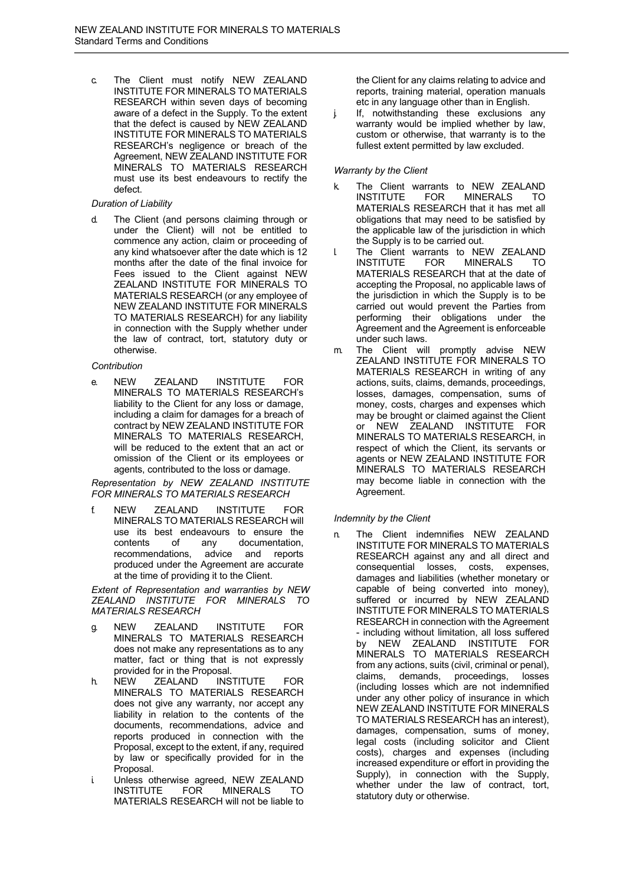c. The Client must notify NEW ZEALAND INSTITUTE FOR MINERALS TO MATERIALS RESEARCH within seven days of becoming aware of a defect in the Supply. To the extent that the defect is caused by NEW ZEALAND INSTITUTE FOR MINERALS TO MATERIALS RESEARCH's negligence or breach of the Agreement, NEW ZEALAND INSTITUTE FOR MINERALS TO MATERIALS RESEARCH must use its best endeavours to rectify the defect.

*Duration of Liability*

d. The Client (and persons claiming through or under the Client) will not be entitled to commence any action, claim or proceeding of any kind whatsoever after the date which is 12 months after the date of the final invoice for Fees issued to the Client against NEW ZEALAND INSTITUTE FOR MINERALS TO MATERIALS RESEARCH (or any employee of NEW ZEALAND INSTITUTE FOR MINERALS TO MATERIALS RESEARCH) for any liability in connection with the Supply whether under the law of contract, tort, statutory duty or otherwise.

*Contribution*

e. NEW ZEALAND INSTITUTE FOR MINERALS TO MATERIALS RESEARCH's liability to the Client for any loss or damage, including a claim for damages for a breach of contract by NEW ZEALAND INSTITUTE FOR MINERALS TO MATERIALS RESEARCH, will be reduced to the extent that an act or omission of the Client or its employees or agents, contributed to the loss or damage.

*Representation by NEW ZEALAND INSTITUTE FOR MINERALS TO MATERIALS RESEARCH*

f. NEW ZEALAND INSTITUTE FOR MINERALS TO MATERIALS RESEARCH will use its best endeavours to ensure the contents of any documentation, recommendations, advice and reports produced under the Agreement are accurate at the time of providing it to the Client.

*Extent of Representation and warranties by NEW ZEALAND INSTITUTE FOR MINERALS TO MATERIALS RESEARCH*

g. NEW ZEALAND INSTITUTE FOR MINERALS TO MATERIALS RESEARCH does not make any representations as to any matter, fact or thing that is not expressly provided for in the Proposal.

h. NEW ZEALAND INSTITUTE FOR MINERALS TO MATERIALS RESEARCH does not give any warranty, nor accept any liability in relation to the contents of the documents, recommendations, advice and reports produced in connection with the Proposal, except to the extent, if any, required by law or specifically provided for in the Proposal.

i. Unless otherwise agreed, NEW ZEALAND INSTITUTE FOR MINERALS TO MATERIALS RESEARCH will not be liable to the Client for any claims relating to advice and reports, training material, operation manuals etc in any language other than in English.

j. If, notwithstanding these exclusions any warranty would be implied whether by law, custom or otherwise, that warranty is to the fullest extent permitted by law excluded.

*Warranty by the Client*

k. The Client warrants to NEW ZEALAND INSTITUTE FOR MINERALS TO MATERIALS RESEARCH that it has met all obligations that may need to be satisfied by the applicable law of the jurisdiction in which the Supply is to be carried out.

l. The Client warrants to NEW ZEALAND INSTITUTE FOR MINERALS TO MATERIALS RESEARCH that at the date of accepting the Proposal, no applicable laws of the jurisdiction in which the Supply is to be carried out would prevent the Parties from performing their obligations under the Agreement and the Agreement is enforceable under such laws.

m. The Client will promptly advise NEW ZEALAND INSTITUTE FOR MINERALS TO MATERIALS RESEARCH in writing of any actions, suits, claims, demands, proceedings, losses, damages, compensation, sums of money, costs, charges and expenses which may be brought or claimed against the Client or NEW ZEALAND INSTITUTE FOR MINERALS TO MATERIALS RESEARCH, in respect of which the Client, its servants or agents or NEW ZEALAND INSTITUTE FOR MINERALS TO MATERIALS RESEARCH may become liable in connection with the Agreement.

*Indemnity by the Client*

n. The Client indemnifies NEW ZEALAND INSTITUTE FOR MINERALS TO MATERIALS RESEARCH against any and all direct and consequential losses, costs, expenses, damages and liabilities (whether monetary or capable of being converted into money), suffered or incurred by NEW ZEALAND INSTITUTE FOR MINERALS TO MATERIALS RESEARCH in connection with the Agreement - including without limitation, all loss suffered by NEW ZEALAND INSTITUTE FOR MINERALS TO MATERIALS RESEARCH from any actions, suits (civil, criminal or penal), claims, demands, proceedings, losses (including losses which are not indemnified under any other policy of insurance in which NEW ZEALAND INSTITUTE FOR MINERALS TO MATERIALS RESEARCH has an interest), damages, compensation, sums of money, legal costs (including solicitor and Client costs), charges and expenses (including increased expenditure or effort in providing the Supply), in connection with the Supply, whether under the law of contract, tort, statutory duty or otherwise.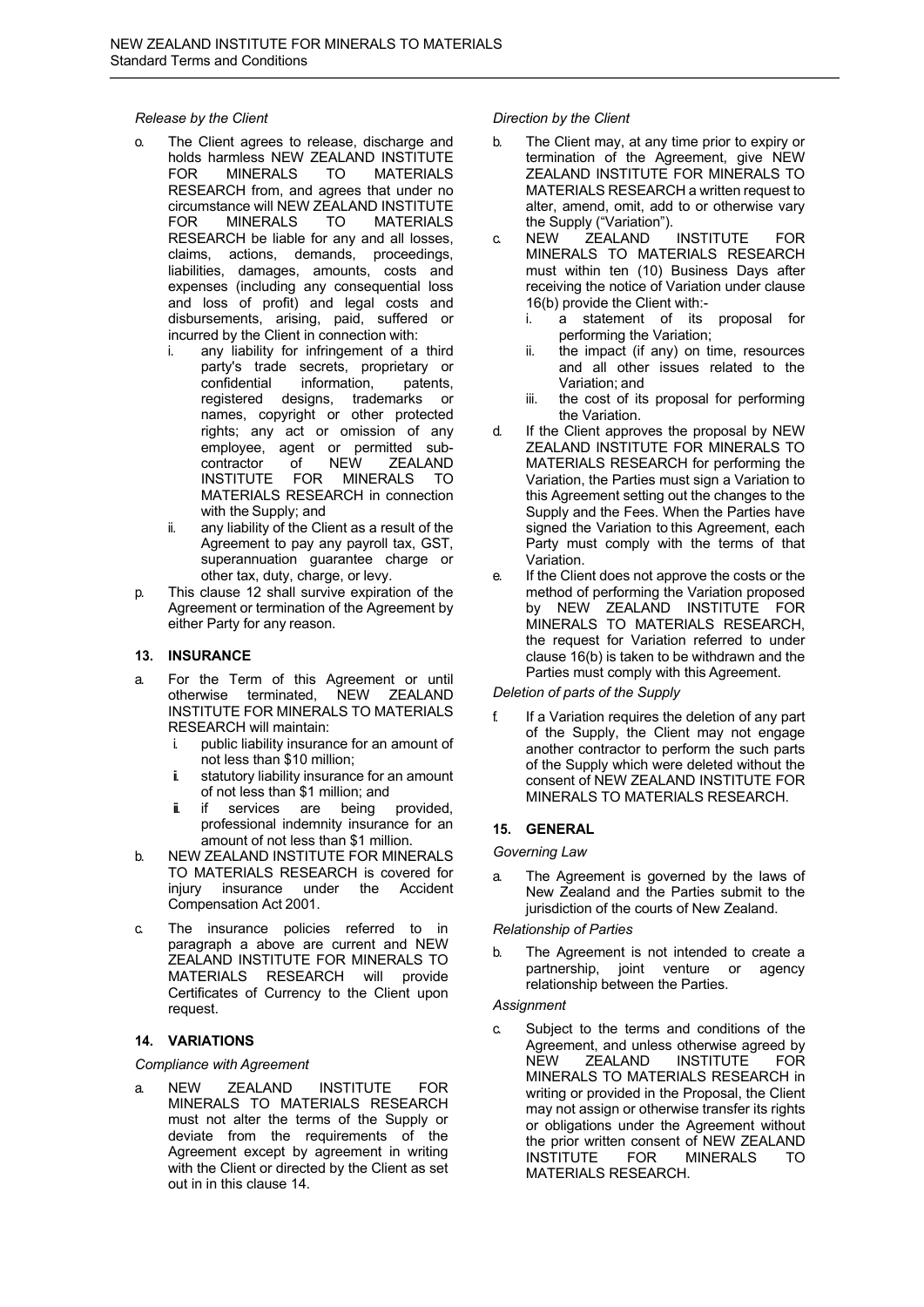*Release by the Client*

o. The Client agrees to release, discharge and holds harmless NEW ZEALAND INSTITUTE FOR MINERALS TO MATERIALS RESEARCH from, and agrees that under no circumstance will NEW ZEALAND INSTITUTE FOR MINERALS TO MATERIALS RESEARCH be liable for any and all losses, claims, actions, demands, proceedings, liabilities, damages, amounts, costs and expenses (including any consequential loss and loss of profit) and legal costs and disbursements, arising, paid, suffered or incurred by the Client in connection with:
   i. any liability for infringement of a third party's trade secrets, proprietary or confidential information, patents, registered designs, trademarks or names, copyright or other protected rights; any act or omission of any employee, agent or permitted sub-contractor of NEW ZEALAND INSTITUTE FOR MINERALS TO MATERIALS RESEARCH in connection with the Supply; and
   ii. any liability of the Client as a result of the Agreement to pay any payroll tax, GST, superannuation guarantee charge or other tax, duty, charge, or levy.

p. This clause 12 shall survive expiration of the Agreement or termination of the Agreement by either Party for any reason.

## 13. INSURANCE

a. For the Term of this Agreement or until otherwise terminated, NEW ZEALAND INSTITUTE FOR MINERALS TO MATERIALS RESEARCH will maintain:
   i. public liability insurance for an amount of not less than $10 million;
   ii. statutory liability insurance for an amount of not less than $1 million; and
   iii. if services are being provided, professional indemnity insurance for an amount of not less than $1 million.

b. NEW ZEALAND INSTITUTE FOR MINERALS TO MATERIALS RESEARCH is covered for injury insurance under the Accident Compensation Act 2001.

c. The insurance policies referred to in paragraph a above are current and NEW ZEALAND INSTITUTE FOR MINERALS TO MATERIALS RESEARCH will provide Certificates of Currency to the Client upon request.

## 14. VARIATIONS

*Compliance with Agreement*

a. NEW ZEALAND INSTITUTE FOR MINERALS TO MATERIALS RESEARCH must not alter the terms of the Supply or deviate from the requirements of the Agreement except by agreement in writing with the Client or directed by the Client as set out in in this clause 14.

*Direction by the Client*

b. The Client may, at any time prior to expiry or termination of the Agreement, give NEW ZEALAND INSTITUTE FOR MINERALS TO MATERIALS RESEARCH a written request to alter, amend, omit, add to or otherwise vary the Supply ("Variation").

c. NEW ZEALAND INSTITUTE FOR MINERALS TO MATERIALS RESEARCH must within ten (10) Business Days after receiving the notice of Variation under clause 16(b) provide the Client with:-
   i. a statement of its proposal for performing the Variation;
   ii. the impact (if any) on time, resources and all other issues related to the Variation; and
   iii. the cost of its proposal for performing the Variation.

d. If the Client approves the proposal by NEW ZEALAND INSTITUTE FOR MINERALS TO MATERIALS RESEARCH for performing the Variation, the Parties must sign a Variation to this Agreement setting out the changes to the Supply and the Fees. When the Parties have signed the Variation to this Agreement, each Party must comply with the terms of that Variation.

e. If the Client does not approve the costs or the method of performing the Variation proposed by NEW ZEALAND INSTITUTE FOR MINERALS TO MATERIALS RESEARCH, the request for Variation referred to under clause 16(b) is taken to be withdrawn and the Parties must comply with this Agreement.

*Deletion of parts of the Supply*

f. If a Variation requires the deletion of any part of the Supply, the Client may not engage another contractor to perform the such parts of the Supply which were deleted without the consent of NEW ZEALAND INSTITUTE FOR MINERALS TO MATERIALS RESEARCH.

## 15. GENERAL

*Governing Law*

a. The Agreement is governed by the laws of New Zealand and the Parties submit to the jurisdiction of the courts of New Zealand.

*Relationship of Parties*

b. The Agreement is not intended to create a partnership, joint venture or agency relationship between the Parties.

*Assignment*

c. Subject to the terms and conditions of the Agreement, and unless otherwise agreed by NEW ZEALAND INSTITUTE FOR MINERALS TO MATERIALS RESEARCH in writing or provided in the Proposal, the Client may not assign or otherwise transfer its rights or obligations under the Agreement without the prior written consent of NEW ZEALAND INSTITUTE FOR MINERALS TO MATERIALS RESEARCH.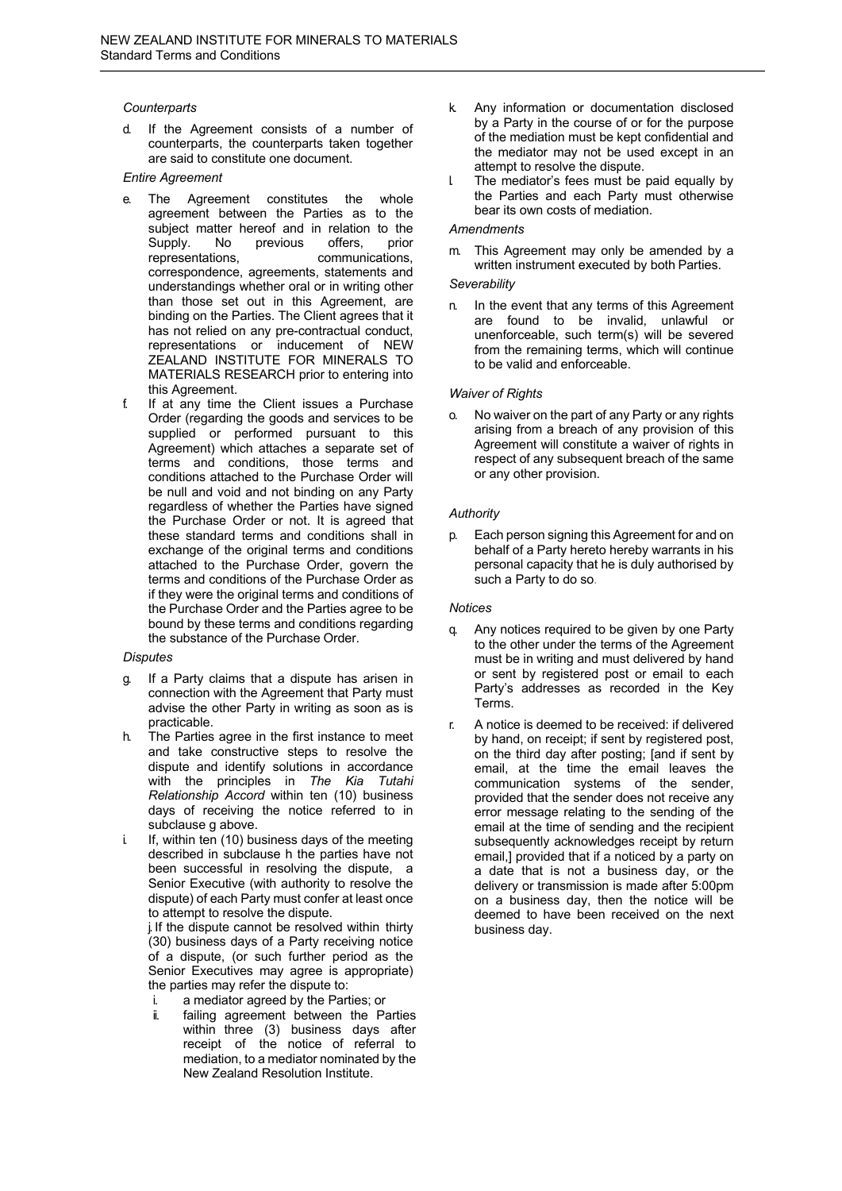*Counterparts*

d. If the Agreement consists of a number of counterparts, the counterparts taken together are said to constitute one document.

*Entire Agreement*

e. The Agreement constitutes the whole agreement between the Parties as to the subject matter hereof and in relation to the Supply. No previous offers, prior representations, communications, correspondence, agreements, statements and understandings whether oral or in writing other than those set out in this Agreement, are binding on the Parties. The Client agrees that it has not relied on any pre-contractual conduct, representations or inducement of NEW ZEALAND INSTITUTE FOR MINERALS TO MATERIALS RESEARCH prior to entering into this Agreement.

f. If at any time the Client issues a Purchase Order (regarding the goods and services to be supplied or performed pursuant to this Agreement) which attaches a separate set of terms and conditions, those terms and conditions attached to the Purchase Order will be null and void and not binding on any Party regardless of whether the Parties have signed the Purchase Order or not. It is agreed that these standard terms and conditions shall in exchange of the original terms and conditions attached to the Purchase Order, govern the terms and conditions of the Purchase Order as if they were the original terms and conditions of the Purchase Order and the Parties agree to be bound by these terms and conditions regarding the substance of the Purchase Order.

*Disputes*

g. If a Party claims that a dispute has arisen in connection with the Agreement that Party must advise the other Party in writing as soon as is practicable.

h. The Parties agree in the first instance to meet and take constructive steps to resolve the dispute and identify solutions in accordance with the principles in *The Kia Tutahi Relationship Accord* within ten (10) business days of receiving the notice referred to in subclause g above.

i. If, within ten (10) business days of the meeting described in subclause h the parties have not been successful in resolving the dispute, a Senior Executive (with authority to resolve the dispute) of each Party must confer at least once to attempt to resolve the dispute.

j. If the dispute cannot be resolved within thirty (30) business days of a Party receiving notice of a dispute, (or such further period as the Senior Executives may agree is appropriate) the parties may refer the dispute to:

   i. a mediator agreed by the Parties; or
   ii. failing agreement between the Parties within three (3) business days after receipt of the notice of referral to mediation, to a mediator nominated by the New Zealand Resolution Institute.

k. Any information or documentation disclosed by a Party in the course of or for the purpose of the mediation must be kept confidential and the mediator may not be used except in an attempt to resolve the dispute.

l. The mediator's fees must be paid equally by the Parties and each Party must otherwise bear its own costs of mediation.

*Amendments*

m. This Agreement may only be amended by a written instrument executed by both Parties.

*Severability*

n. In the event that any terms of this Agreement are found to be invalid, unlawful or unenforceable, such term(s) will be severed from the remaining terms, which will continue to be valid and enforceable.

*Waiver of Rights*

o. No waiver on the part of any Party or any rights arising from a breach of any provision of this Agreement will constitute a waiver of rights in respect of any subsequent breach of the same or any other provision.

*Authority*

p. Each person signing this Agreement for and on behalf of a Party hereto hereby warrants in his personal capacity that he is duly authorised by such a Party to do so.

*Notices*

q. Any notices required to be given by one Party to the other under the terms of the Agreement must be in writing and must delivered by hand or sent by registered post or email to each Party's addresses as recorded in the Key Terms.

r. A notice is deemed to be received: if delivered by hand, on receipt; if sent by registered post, on the third day after posting; [and if sent by email, at the time the email leaves the communication systems of the sender, provided that the sender does not receive any error message relating to the sending of the email at the time of sending and the recipient subsequently acknowledges receipt by return email,] provided that if a noticed by a party on a date that is not a business day, or the delivery or transmission is made after 5:00pm on a business day, then the notice will be deemed to have been received on the next business day.